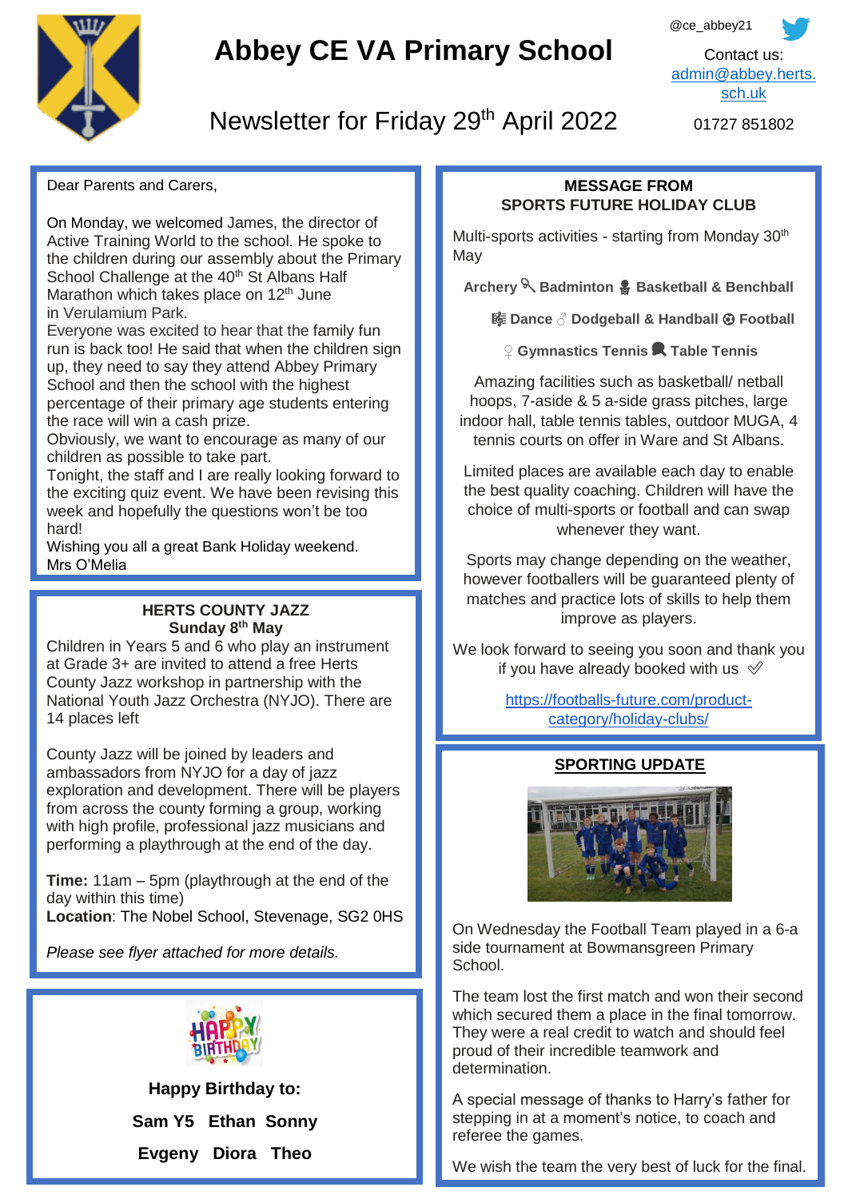# Abbey CE VA Primary School

@ce_abbey21

Contact us: admin@abbey.herts.sch.uk

01727 851802

## Newsletter for Friday 29th April 2022

Dear Parents and Carers,

On Monday, we welcomed James, the director of Active Training World to the school. He spoke to the children during our assembly about the Primary School Challenge at the 40th St Albans Half Marathon which takes place on 12th June in Verulamium Park.

Everyone was excited to hear that the family fun run is back too! He said that when the children sign up, they need to say they attend Abbey Primary School and then the school with the highest percentage of their primary age students entering the race will win a cash prize.

Obviously, we want to encourage as many of our children as possible to take part.

Tonight, the staff and I are really looking forward to the exciting quiz event. We have been revising this week and hopefully the questions won't be too hard!

Wishing you all a great Bank Holiday weekend.

Mrs O'Melia

### HERTS COUNTY JAZZ
### Sunday 8th May

Children in Years 5 and 6 who play an instrument at Grade 3+ are invited to attend a free Herts County Jazz workshop in partnership with the National Youth Jazz Orchestra (NYJO). There are 14 places left

County Jazz will be joined by leaders and ambassadors from NYJO for a day of jazz exploration and development. There will be players from across the county forming a group, working with high profile, professional jazz musicians and performing a playthrough at the end of the day.

**Time:** 11am – 5pm (playthrough at the end of the day within this time)

**Location**: The Nobel School, Stevenage, SG2 0HS

*Please see flyer attached for more details.*

**Happy Birthday to:**

**Sam Y5 Ethan Sonny**

**Evgeny Diora Theo**

### MESSAGE FROM SPORTS FUTURE HOLIDAY CLUB

Multi-sports activities - starting from Monday 30th May

**Archery 🏸 Badminton ⛹ Basketball & Benchball**

**Dance ♂ Dodgeball & Handball ⚽ Football**

**♀ Gymnastics Tennis Table Tennis**

Amazing facilities such as basketball/ netball hoops, 7-aside & 5 a-side grass pitches, large indoor hall, table tennis tables, outdoor MUGA, 4 tennis courts on offer in Ware and St Albans.

Limited places are available each day to enable the best quality coaching. Children will have the choice of multi-sports or football and can swap whenever they want.

Sports may change depending on the weather, however footballers will be guaranteed plenty of matches and practice lots of skills to help them improve as players.

We look forward to seeing you soon and thank you if you have already booked with us ✅

https://footballs-future.com/product-category/holiday-clubs/

### SPORTING UPDATE

On Wednesday the Football Team played in a 6-a side tournament at Bowmansgreen Primary School.

The team lost the first match and won their second which secured them a place in the final tomorrow. They were a real credit to watch and should feel proud of their incredible teamwork and determination.

A special message of thanks to Harry's father for stepping in at a moment's notice, to coach and referee the games.

We wish the team the very best of luck for the final.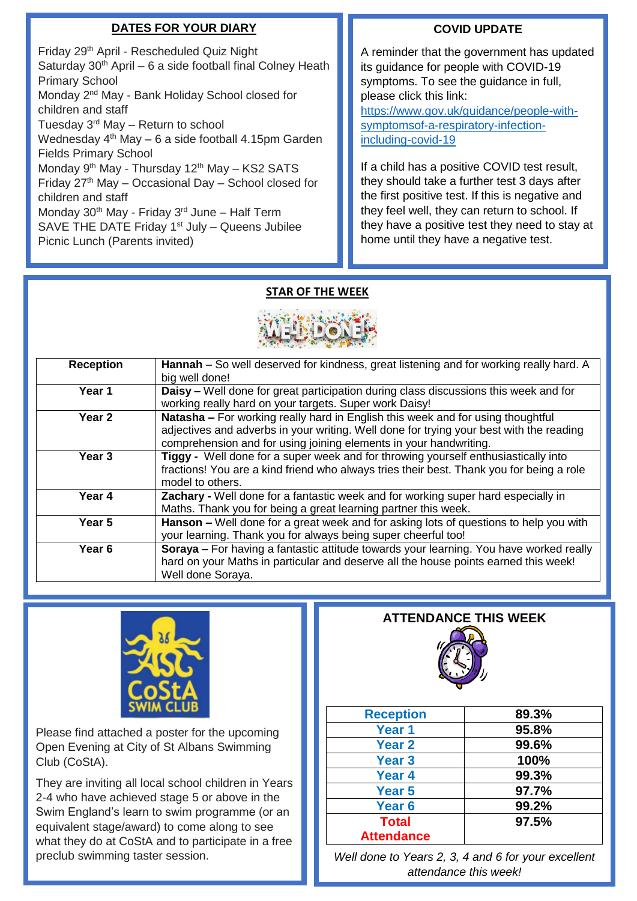## DATES FOR YOUR DIARY

Friday 29th April - Rescheduled Quiz Night
Saturday 30th April – 6 a side football final Colney Heath Primary School
Monday 2nd May - Bank Holiday School closed for children and staff
Tuesday 3rd May – Return to school
Wednesday 4th May – 6 a side football 4.15pm Garden Fields Primary School
Monday 9th May - Thursday 12th May – KS2 SATS
Friday 27th May – Occasional Day – School closed for children and staff
Monday 30th May - Friday 3rd June – Half Term
SAVE THE DATE Friday 1st July – Queens Jubilee Picnic Lunch (Parents invited)

## COVID UPDATE

A reminder that the government has updated its guidance for people with COVID-19 symptoms. To see the guidance in full, please click this link: https://www.gov.uk/guidance/people-with-symptomsof-a-respiratory-infection-including-covid-19

If a child has a positive COVID test result, they should take a further test 3 days after the first positive test. If this is negative and they feel well, they can return to school. If they have a positive test they need to stay at home until they have a negative test.

## STAR OF THE WEEK

| | |
|---|---|
| **Reception** | **Hannah** – So well deserved for kindness, great listening and for working really hard. A big well done! |
| **Year 1** | **Daisy –** Well done for great participation during class discussions this week and for working really hard on your targets. Super work Daisy! |
| **Year 2** | **Natasha –** For working really hard in English this week and for using thoughtful adjectives and adverbs in your writing. Well done for trying your best with the reading comprehension and for using joining elements in your handwriting. |
| **Year 3** | **Tiggy -** Well done for a super week and for throwing yourself enthusiastically into fractions! You are a kind friend who always tries their best. Thank you for being a role model to others. |
| **Year 4** | **Zachary -** Well done for a fantastic week and for working super hard especially in Maths. Thank you for being a great learning partner this week. |
| **Year 5** | **Hanson –** Well done for a great week and for asking lots of questions to help you with your learning. Thank you for always being super cheerful too! |
| **Year 6** | **Soraya –** For having a fantastic attitude towards your learning. You have worked really hard on your Maths in particular and deserve all the house points earned this week! Well done Soraya. |

Please find attached a poster for the upcoming Open Evening at City of St Albans Swimming Club (CoStA).

They are inviting all local school children in Years 2-4 who have achieved stage 5 or above in the Swim England's learn to swim programme (or an equivalent stage/award) to come along to see what they do at CoStA and to participate in a free preclub swimming taster session.

## ATTENDANCE THIS WEEK

| | |
|---|---|
| **Reception** | **89.3%** |
| **Year 1** | **95.8%** |
| **Year 2** | **99.6%** |
| **Year 3** | **100%** |
| **Year 4** | **99.3%** |
| **Year 5** | **97.7%** |
| **Year 6** | **99.2%** |
| **Total Attendance** | **97.5%** |

*Well done to Years 2, 3, 4 and 6 for your excellent attendance this week!*